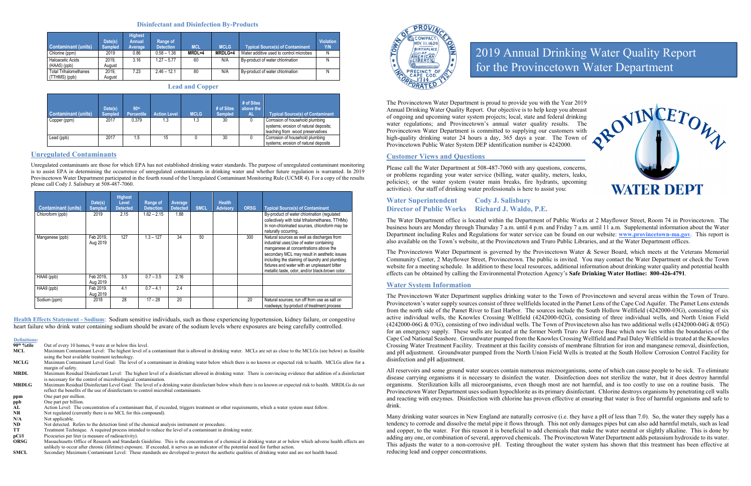# 2019 Annual Drinking Water Quality Report for the Provincetown Water Department

The Provincetown Water Department is proud to provide you with the Year 2019 Annual Drinking Water Quality Report. Our objective is to help keep you abreast of ongoing and upcoming water system projects; local, state and federal drinking water regulations; and Provincetown's annual water quality results. The Provincetown Water Department is committed to supplying our customers with high-quality drinking water 24 hours a day, 365 days a year. The Town of Provincetown Public Water System DEP identification number is 4242000.

## Customer Views and Questions

Please call the Water Department at 508-487-7060 with any questions, concerns, or problems regarding your water service (billing, water quality, meters, leaks, policies); or the water system (water main breaks, fire hydrants, upcoming activities). Our staff of drinking water professionals is here to assist you:

**Water Superintendent** **Cody J. Salisbury**
**Director of Public Works** **Richard J. Waldo, P.E.**

The Water Department office is located within the Department of Public Works at 2 Mayflower Street, Room 74 in Provincetown. The business hours are Monday through Thursday 7 a.m. until 4 p.m. and Friday 7 a.m. until 11 a.m. Supplemental information about the Water Department including Rules and Regulations for water service can be found on our website: www.provincetown-ma.gov. This report is also available on the Town's website, at the Provincetown and Truro Public Libraries, and at the Water Department offices.

The Provincetown Water Department is governed by the Provincetown Water & Sewer Board, which meets at the Veterans Memorial Community Center, 2 Mayflower Street, Provincetown. The public is invited. You may contact the Water Department or check the Town website for a meeting schedule. In addition to these local resources, additional information about drinking water quality and potential health effects can be obtained by calling the Environmental Protection Agency's **Safe Drinking Water Hotline: 800-426-4791**.

## Water System Information

The Provincetown Water Department supplies drinking water to the Town of Provincetown and several areas within the Town of Truro. Provincetown's water supply sources consist of three wellfields located in the Pamet Lens of the Cape Cod Aquifer. The Pamet Lens extends from the north side of the Pamet River to East Harbor. The sources include the South Hollow Wellfield (4242000-03G), consisting of six active individual wells, the Knowles Crossing Wellfield (4242000-02G), consisting of three individual wells, and North Union Field (4242000-06G & 07G), consisting of two individual wells. The Town of Provincetown also has two additional wells (4242000-04G & 05G) for an emergency supply. These wells are located at the former North Truro Air Force Base which now lies within the boundaries of the Cape Cod National Seashore. Groundwater pumped from the Knowles Crossing Wellfield and Paul Daley Wellfield is treated at the Knowles Crossing Water Treatment Facility. Treatment at this facility consists of membrane filtration for iron and manganese removal, disinfection, and pH adjustment. Groundwater pumped from the North Union Field Wells is treated at the South Hollow Corrosion Control Facility for disinfection and pH adjustment.

All reservoirs and some ground water sources contain numerous microorganisms, some of which can cause people to be sick. To eliminate disease carrying organisms it is necessary to disinfect the water. Disinfection does not sterilize the water, but it does destroy harmful organisms. Sterilization kills all microorganisms, even though most are not harmful, and is too costly to use on a routine basis. The Provincetown Water Department uses sodium hypochlorite as its primary disinfectant. Chlorine destroys organisms by penetrating cell walls and reacting with enzymes. Disinfection with chlorine has proven effective at ensuring that water is free of harmful organisms and safe to drink.

Many drinking water sources in New England are naturally corrosive (i.e. they have a pH of less than 7.0). So, the water they supply has a tendency to corrode and dissolve the metal pipe it flows through. This not only damages pipes but can also add harmful metals, such as lead and copper, to the water. For this reason it is beneficial to add chemicals that make the water neutral or slightly alkaline. This is done by adding any one, or combination of several, approved chemicals. The Provincetown Water Department adds potassium hydroxide to its water. This adjusts the water to a non-corrosive pH. Testing throughout the water system has shown that this treatment has been effective at reducing lead and copper concentrations.

## Disinfectant and Disinfection By-Products

| Contaminant (units) | Date(s) Sampled | Highest Annual Average | Range of Detection | MCL | MCLG | Typical Source(s) of Contaminant | Violation Y/N |
|---|---|---|---|---|---|---|---|
| Chlorine (ppm) | 2019 | 0.86 | 0.58 – 1.36 | MRDL=4 | MRDLG=4 | Water additive used to control microbes | N |
| Haloacetic Acids (HAA5) (ppb) | 2019, August | 3.16 | 1.27 – 5.77 | 60 | N/A | By-product of water chlorination | N |
| Total Trihalomethanes (TTHMS) (ppb) | 2019, August | 7.23 | 2.46 – 12.1 | 80 | N/A | By-product of water chlorination | N |

## Lead and Copper

| Contaminant (units) | Date(s) Sampled | 90th Percentile | Action Level | MCLG | # of Sites Sampled | # of Sites above the AL | Typical Source(s) of Contaminant |
|---|---|---|---|---|---|---|---|
| Copper (ppm) | 2017 | 0.379 | 1.3 | 1.3 | 30 | 0 | Corrosion of household plumbing systems; erosion of natural deposits; leaching from wood preservatives |
| Lead (ppb) | 2017 | 1.5 | 15 | 0 | 30 | 0 | Corrosion of household plumbing systems; erosion of natural deposits |

## Unregulated Contaminants

Unregulated contaminants are those for which EPA has not established drinking water standards. The purpose of unregulated contaminant monitoring is to assist EPA in determining the occurrence of unregulated contaminants in drinking water and whether future regulation is warranted. In 2019 Provincetown Water Department participated in the fourth round of the Unregulated Contaminant Monitoring Rule (UCMR 4). For a copy of the results please call Cody J. Salisbury at 508-487-7060.

| Contaminant (units) | Date(s) Sampled | Highest Level Detected | Range of Detection | Average Detected | SMCL | Health Advisory | ORSG | Typical Source(s) of Contaminant |
|---|---|---|---|---|---|---|---|---|
| Chloroform (ppb) | 2019 | 2.15 | 1.62 – 2.15 | 1.88 | | | | By-product of water chlorination (regulated collectively with total trihalomethanes, TTHMs) In non-chlorinated sources, chloroform may be naturally occurring. |
| Manganese (ppb) | Feb 2019, Aug 2019 | 127 | 1.3 – 127 | 34 | 50 | | 300 | Natural sources as well as discharges from industrial uses;Use of water containing manganese at concentrations above the secondary MCL may result in aesthetic issues including the staining of laundry and plumbing fixtures and water with an unpleasant bitter metallic taste, odor, and/or black-brown color. |
| HAA6 (ppb) | Feb 2019, Aug 2019 | 3.5 | 0.7 – 3.5 | 2.16 | | | | |
| HAA9 (ppb) | Feb 2019, Aug 2019 | 4.1 | 0.7 – 4.1 | 2.4 | | | | |
| Sodium (ppm) | 2018 | 28 | 17 – 28 | 20 | | | 20 | Natural sources; run off from use as salt on roadways; by-product of treatment process |

**Health Effects Statement - Sodium**: Sodium sensitive individuals, such as those experiencing hypertension, kidney failure, or congestive heart failure who drink water containing sodium should be aware of the sodium levels where exposures are being carefully controlled.

**Definitions:**

- **90th %tile** Out of every 10 homes, 9 were at or below this level.
- **MCL** Maximum Contaminant Level: The highest level of a contaminant that is allowed in drinking water. MCLs are set as close to the MCLGs (see below) as feasible using the best available treatment technology.
- **MCLG** Maximum Contaminant Level Goal: The level of a contaminant in drinking water below which there is no known or expected risk to health. MCLGs allow for a margin of safety.
- **MRDL** Maximum Residual Disinfectant Level: The highest level of a disinfectant allowed in drinking water. There is convincing evidence that addition of a disinfectant is necessary for the control of microbiological contamination.
- **MRDLG** Maximum Residual Disinfectant Level Goal: The level of a drinking water disinfectant below which there is no known or expected risk to health. MRDLGs do not reflect the benefits of the use of disinfectants to control microbial contaminants.
- **ppm** One part per million.
- **ppb** One part per billion.
- **AL** Action Level: The concentration of a contaminant that, if exceeded, triggers treatment or other requirements, which a water system must follow.
- **NR** Not regulated (currently there is no MCL for this compound).
- **N/A** Not applicable.
- **ND** Not detected. Refers to the detection limit of the chemical analysis instrument or procedure.
- **TT** Treatment Technique. A required process intended to reduce the level of a contaminant in drinking water.
- **pCi/l** Picocuries per liter (a measure of radioactivity).
- **ORSG** Massachusetts Office of Research and Standards Guideline. This is the concentration of a chemical in drinking water at or below which adverse health effects are unlikely to occur after chronic (lifetime) exposure. If exceeded, it serves as an indicator of the potential need for further action.
- **SMCL** Secondary Maximum Contaminant Level: These standards are developed to protect the aesthetic qualities of drinking water and are not health based.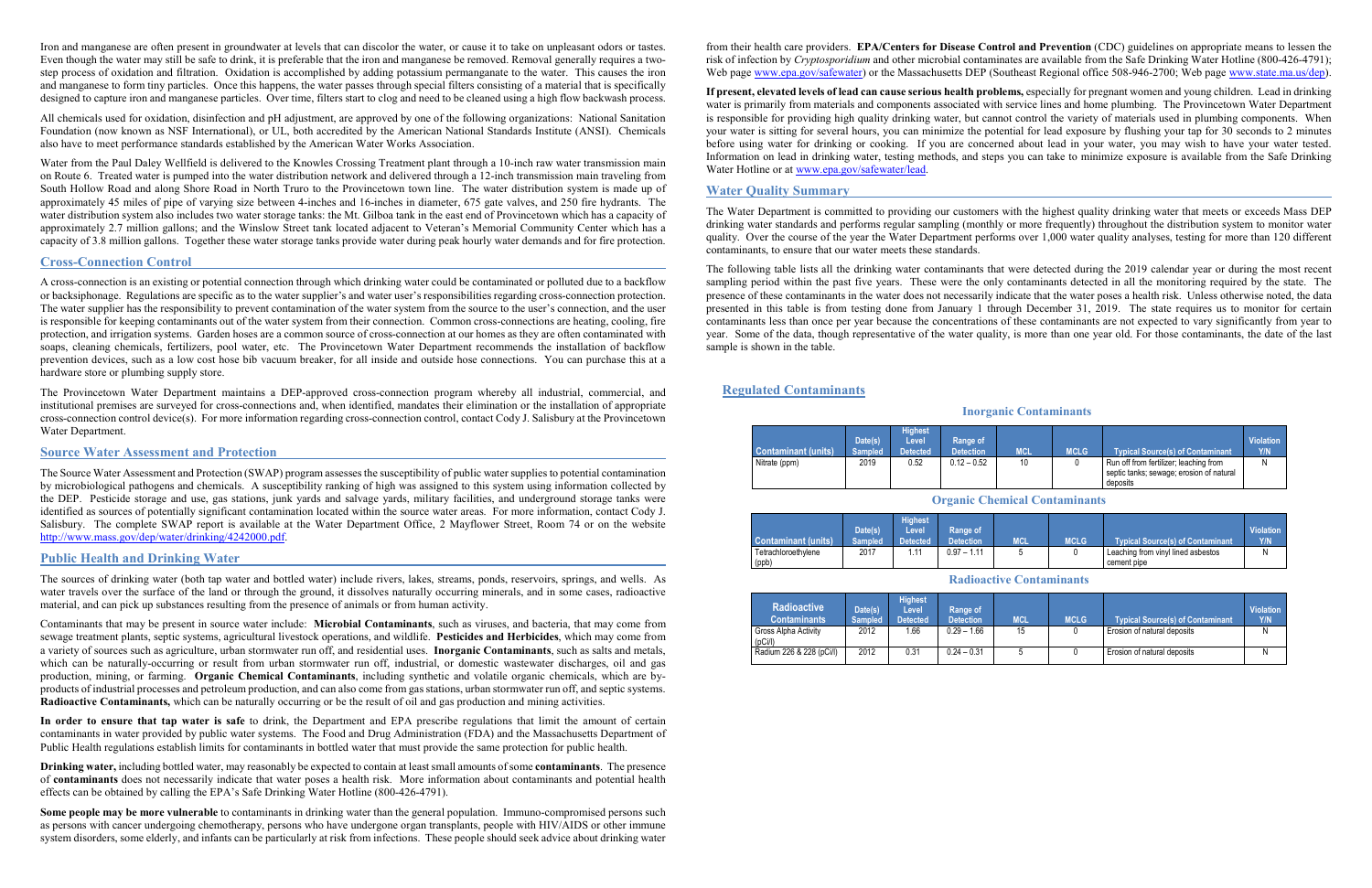Iron and manganese are often present in groundwater at levels that can discolor the water, or cause it to take on unpleasant odors or tastes. Even though the water may still be safe to drink, it is preferable that the iron and manganese be removed. Removal generally requires a two-step process of oxidation and filtration. Oxidation is accomplished by adding potassium permanganate to the water. This causes the iron and manganese to form tiny particles. Once this happens, the water passes through special filters consisting of a material that is specifically designed to capture iron and manganese particles. Over time, filters start to clog and need to be cleaned using a high flow backwash process.

All chemicals used for oxidation, disinfection and pH adjustment, are approved by one of the following organizations: National Sanitation Foundation (now known as NSF International), or UL, both accredited by the American National Standards Institute (ANSI). Chemicals also have to meet performance standards established by the American Water Works Association.

Water from the Paul Daley Wellfield is delivered to the Knowles Crossing Treatment plant through a 10-inch raw water transmission main on Route 6. Treated water is pumped into the water distribution network and delivered through a 12-inch transmission main traveling from South Hollow Road and along Shore Road in North Truro to the Provincetown town line. The water distribution system is made up of approximately 45 miles of pipe of varying size between 4-inches and 16-inches in diameter, 675 gate valves, and 250 fire hydrants. The water distribution system also includes two water storage tanks: the Mt. Gilboa tank in the east end of Provincetown which has a capacity of approximately 2.7 million gallons; and the Winslow Street tank located adjacent to Veteran's Memorial Community Center which has a capacity of 3.8 million gallons. Together these water storage tanks provide water during peak hourly water demands and for fire protection.

## Cross-Connection Control

A cross-connection is an existing or potential connection through which drinking water could be contaminated or polluted due to a backflow or backsiphonage. Regulations are specific as to the water supplier's and water user's responsibilities regarding cross-connection protection. The water supplier has the responsibility to prevent contamination of the water system from the source to the user's connection, and the user is responsible for keeping contaminants out of the water system from their connection. Common cross-connections are heating, cooling, fire protection, and irrigation systems. Garden hoses are a common source of cross-connection at our homes as they are often contaminated with soaps, cleaning chemicals, fertilizers, pool water, etc. The Provincetown Water Department recommends the installation of backflow prevention devices, such as a low cost hose bib vacuum breaker, for all inside and outside hose connections. You can purchase this at a hardware store or plumbing supply store.

The Provincetown Water Department maintains a DEP-approved cross-connection program whereby all industrial, commercial, and institutional premises are surveyed for cross-connections and, when identified, mandates their elimination or the installation of appropriate cross-connection control device(s). For more information regarding cross-connection control, contact Cody J. Salisbury at the Provincetown Water Department.

## Source Water Assessment and Protection

The Source Water Assessment and Protection (SWAP) program assesses the susceptibility of public water supplies to potential contamination by microbiological pathogens and chemicals. A susceptibility ranking of high was assigned to this system using information collected by the DEP. Pesticide storage and use, gas stations, junk yards and salvage yards, military facilities, and underground storage tanks were identified as sources of potentially significant contamination located within the source water areas. For more information, contact Cody J. Salisbury. The complete SWAP report is available at the Water Department Office, 2 Mayflower Street, Room 74 or on the website http://www.mass.gov/dep/water/drinking/4242000.pdf.

## Public Health and Drinking Water

The sources of drinking water (both tap water and bottled water) include rivers, lakes, streams, ponds, reservoirs, springs, and wells. As water travels over the surface of the land or through the ground, it dissolves naturally occurring minerals, and in some cases, radioactive material, and can pick up substances resulting from the presence of animals or from human activity.

Contaminants that may be present in source water include: **Microbial Contaminants**, such as viruses, and bacteria, that may come from sewage treatment plants, septic systems, agricultural livestock operations, and wildlife. **Pesticides and Herbicides**, which may come from a variety of sources such as agriculture, urban stormwater run off, and residential uses. **Inorganic Contaminants**, such as salts and metals, which can be naturally-occurring or result from urban stormwater run off, industrial, or domestic wastewater discharges, oil and gas production, mining, or farming. **Organic Chemical Contaminants**, including synthetic and volatile organic chemicals, which are by-products of industrial processes and petroleum production, and can also come from gas stations, urban stormwater run off, and septic systems. **Radioactive Contaminants,** which can be naturally occurring or be the result of oil and gas production and mining activities.

**In order to ensure that tap water is safe** to drink, the Department and EPA prescribe regulations that limit the amount of certain contaminants in water provided by public water systems. The Food and Drug Administration (FDA) and the Massachusetts Department of Public Health regulations establish limits for contaminants in bottled water that must provide the same protection for public health.

**Drinking water,** including bottled water, may reasonably be expected to contain at least small amounts of some **contaminants**. The presence of **contaminants** does not necessarily indicate that water poses a health risk. More information about contaminants and potential health effects can be obtained by calling the EPA's Safe Drinking Water Hotline (800-426-4791).

**Some people may be more vulnerable** to contaminants in drinking water than the general population. Immuno-compromised persons such as persons with cancer undergoing chemotherapy, persons who have undergone organ transplants, people with HIV/AIDS or other immune system disorders, some elderly, and infants can be particularly at risk from infections. These people should seek advice about drinking water from their health care providers. **EPA/Centers for Disease Control and Prevention** (CDC) guidelines on appropriate means to lessen the risk of infection by *Cryptosporidium* and other microbial contaminates are available from the Safe Drinking Water Hotline (800-426-4791); Web page www.epa.gov/safewater) or the Massachusetts DEP (Southeast Regional office 508-946-2700; Web page www.state.ma.us/dep).

**If present, elevated levels of lead can cause serious health problems,** especially for pregnant women and young children. Lead in drinking water is primarily from materials and components associated with service lines and home plumbing. The Provincetown Water Department is responsible for providing high quality drinking water, but cannot control the variety of materials used in plumbing components. When your water is sitting for several hours, you can minimize the potential for lead exposure by flushing your tap for 30 seconds to 2 minutes before using water for drinking or cooking. If you are concerned about lead in your water, you may wish to have your water tested. Information on lead in drinking water, testing methods, and steps you can take to minimize exposure is available from the Safe Drinking Water Hotline or at www.epa.gov/safewater/lead.

## Water Quality Summary

The Water Department is committed to providing our customers with the highest quality drinking water that meets or exceeds Mass DEP drinking water standards and performs regular sampling (monthly or more frequently) throughout the distribution system to monitor water quality. Over the course of the year the Water Department performs over 1,000 water quality analyses, testing for more than 120 different contaminants, to ensure that our water meets these standards.

The following table lists all the drinking water contaminants that were detected during the 2019 calendar year or during the most recent sampling period within the past five years. These were the only contaminants detected in all the monitoring required by the state. The presence of these contaminants in the water does not necessarily indicate that the water poses a health risk. Unless otherwise noted, the data presented in this table is from testing done from January 1 through December 31, 2019. The state requires us to monitor for certain contaminants less than once per year because the concentrations of these contaminants are not expected to vary significantly from year to year. Some of the data, though representative of the water quality, is more than one year old. For those contaminants, the date of the last sample is shown in the table.

## Regulated Contaminants

### Inorganic Contaminants

| Contaminant (units) | Date(s) Sampled | Highest Level Detected | Range of Detection | MCL | MCLG | Typical Source(s) of Contaminant | Violation Y/N |
|---|---|---|---|---|---|---|---|
| Nitrate (ppm) | 2019 | 0.52 | 0.12 – 0.52 | 10 | 0 | Run off from fertilizer; leaching from septic tanks; sewage; erosion of natural deposits | N |

### Organic Chemical Contaminants

| Contaminant (units) | Date(s) Sampled | Highest Level Detected | Range of Detection | MCL | MCLG | Typical Source(s) of Contaminant | Violation Y/N |
|---|---|---|---|---|---|---|---|
| Tetrachloroethylene (ppb) | 2017 | 1.11 | 0.97 – 1.11 | 5 | 0 | Leaching from vinyl lined asbestos cement pipe | N |

### Radioactive Contaminants

| Radioactive Contaminants | Date(s) Sampled | Highest Level Detected | Range of Detection | MCL | MCLG | Typical Source(s) of Contaminant | Violation Y/N |
|---|---|---|---|---|---|---|---|
| Gross Alpha Activity (pCi/l) | 2012 | 1.66 | 0.29 – 1.66 | 15 | 0 | Erosion of natural deposits | N |
| Radium 226 & 228 (pCi/l) | 2012 | 0.31 | 0.24 – 0.31 | 5 | 0 | Erosion of natural deposits | N |